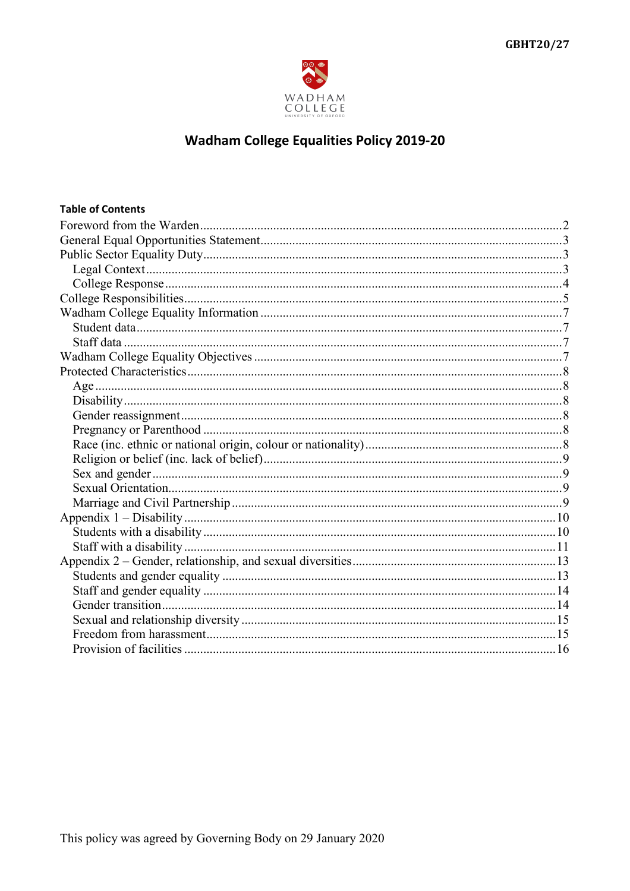GBHT20/27

WADHAM COLLEGE
UNIVERSITY OF OXFORD

# Wadham College Equalities Policy 2019-20

**Table of Contents**

- Foreword from the Warden .......... 2
- General Equal Opportunities Statement .......... 3
- Public Sector Equality Duty .......... 3
  - Legal Context .......... 3
  - College Response .......... 4
- College Responsibilities .......... 5
- Wadham College Equality Information .......... 7
  - Student data .......... 7
  - Staff data .......... 7
- Wadham College Equality Objectives .......... 7
- Protected Characteristics .......... 8
  - Age .......... 8
  - Disability .......... 8
  - Gender reassignment .......... 8
  - Pregnancy or Parenthood .......... 8
  - Race (inc. ethnic or national origin, colour or nationality) .......... 8
  - Religion or belief (inc. lack of belief) .......... 9
  - Sex and gender .......... 9
  - Sexual Orientation .......... 9
  - Marriage and Civil Partnership .......... 9
- Appendix 1 – Disability .......... 10
  - Students with a disability .......... 10
  - Staff with a disability .......... 11
- Appendix 2 – Gender, relationship, and sexual diversities .......... 13
  - Students and gender equality .......... 13
  - Staff and gender equality .......... 14
  - Gender transition .......... 14
  - Sexual and relationship diversity .......... 15
  - Freedom from harassment .......... 15
  - Provision of facilities .......... 16

This policy was agreed by Governing Body on 29 January 2020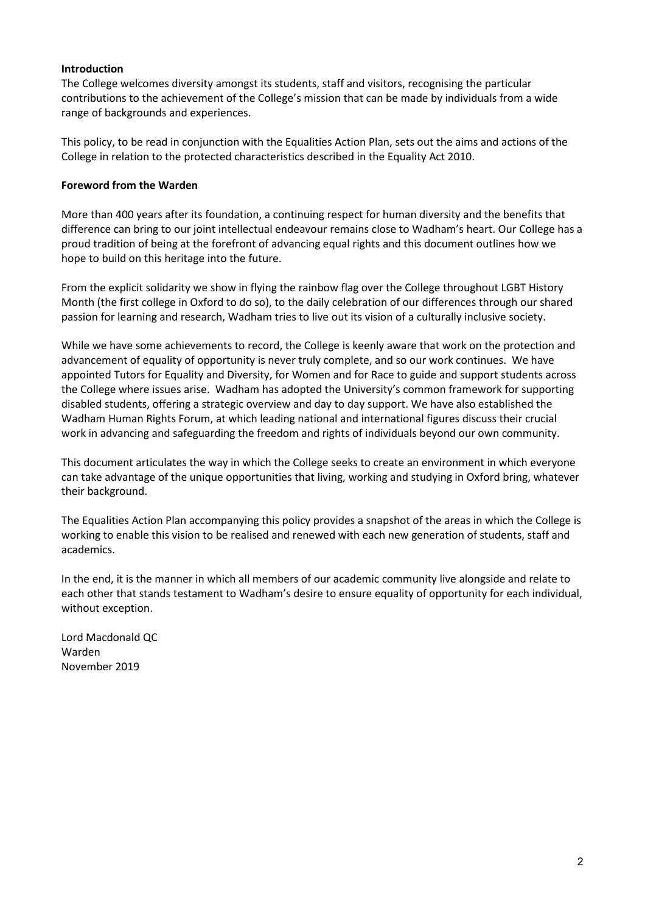**Introduction**

The College welcomes diversity amongst its students, staff and visitors, recognising the particular contributions to the achievement of the College's mission that can be made by individuals from a wide range of backgrounds and experiences.

This policy, to be read in conjunction with the Equalities Action Plan, sets out the aims and actions of the College in relation to the protected characteristics described in the Equality Act 2010.

**Foreword from the Warden**

More than 400 years after its foundation, a continuing respect for human diversity and the benefits that difference can bring to our joint intellectual endeavour remains close to Wadham's heart. Our College has a proud tradition of being at the forefront of advancing equal rights and this document outlines how we hope to build on this heritage into the future.

From the explicit solidarity we show in flying the rainbow flag over the College throughout LGBT History Month (the first college in Oxford to do so), to the daily celebration of our differences through our shared passion for learning and research, Wadham tries to live out its vision of a culturally inclusive society.

While we have some achievements to record, the College is keenly aware that work on the protection and advancement of equality of opportunity is never truly complete, and so our work continues. We have appointed Tutors for Equality and Diversity, for Women and for Race to guide and support students across the College where issues arise. Wadham has adopted the University's common framework for supporting disabled students, offering a strategic overview and day to day support. We have also established the Wadham Human Rights Forum, at which leading national and international figures discuss their crucial work in advancing and safeguarding the freedom and rights of individuals beyond our own community.

This document articulates the way in which the College seeks to create an environment in which everyone can take advantage of the unique opportunities that living, working and studying in Oxford bring, whatever their background.

The Equalities Action Plan accompanying this policy provides a snapshot of the areas in which the College is working to enable this vision to be realised and renewed with each new generation of students, staff and academics.

In the end, it is the manner in which all members of our academic community live alongside and relate to each other that stands testament to Wadham's desire to ensure equality of opportunity for each individual, without exception.

Lord Macdonald QC
Warden
November 2019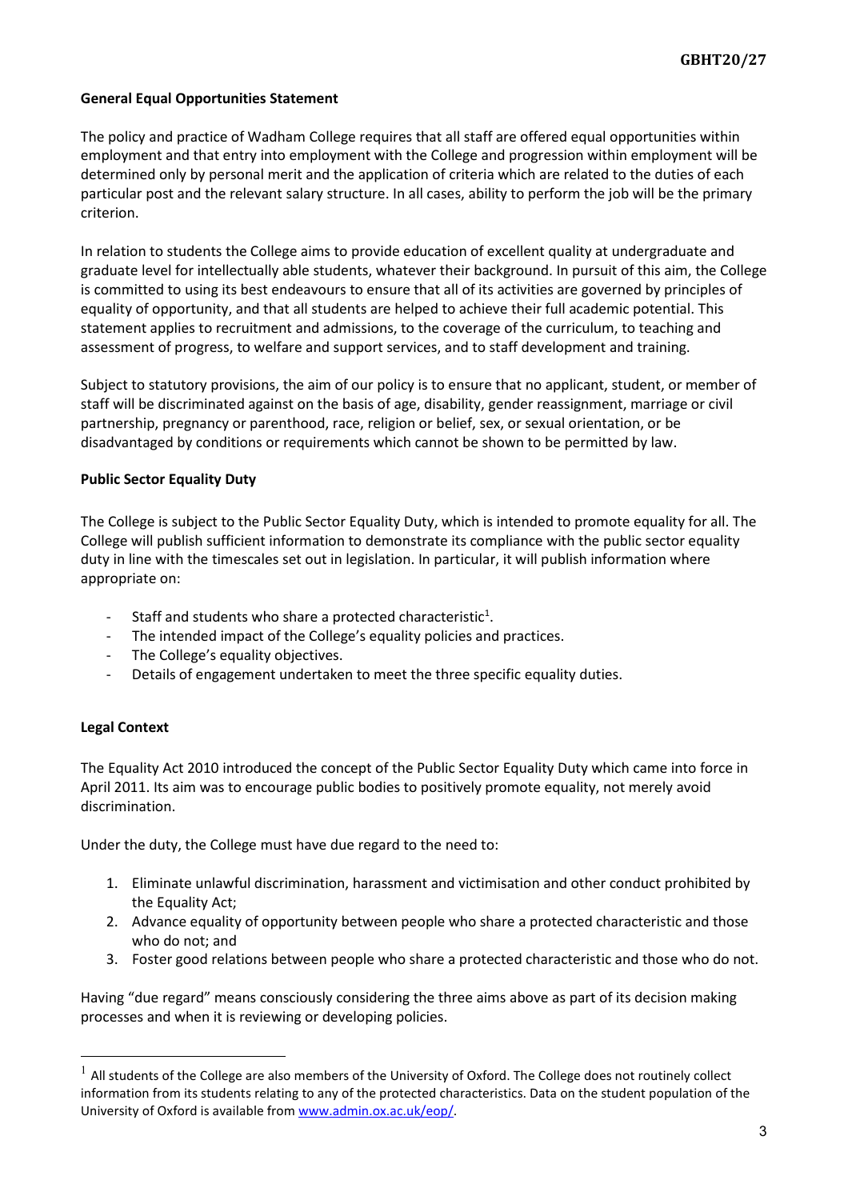**General Equal Opportunities Statement**

The policy and practice of Wadham College requires that all staff are offered equal opportunities within employment and that entry into employment with the College and progression within employment will be determined only by personal merit and the application of criteria which are related to the duties of each particular post and the relevant salary structure. In all cases, ability to perform the job will be the primary criterion.

In relation to students the College aims to provide education of excellent quality at undergraduate and graduate level for intellectually able students, whatever their background. In pursuit of this aim, the College is committed to using its best endeavours to ensure that all of its activities are governed by principles of equality of opportunity, and that all students are helped to achieve their full academic potential. This statement applies to recruitment and admissions, to the coverage of the curriculum, to teaching and assessment of progress, to welfare and support services, and to staff development and training.

Subject to statutory provisions, the aim of our policy is to ensure that no applicant, student, or member of staff will be discriminated against on the basis of age, disability, gender reassignment, marriage or civil partnership, pregnancy or parenthood, race, religion or belief, sex, or sexual orientation, or be disadvantaged by conditions or requirements which cannot be shown to be permitted by law.

**Public Sector Equality Duty**

The College is subject to the Public Sector Equality Duty, which is intended to promote equality for all. The College will publish sufficient information to demonstrate its compliance with the public sector equality duty in line with the timescales set out in legislation. In particular, it will publish information where appropriate on:

- Staff and students who share a protected characteristic[1].
- The intended impact of the College's equality policies and practices.
- The College's equality objectives.
- Details of engagement undertaken to meet the three specific equality duties.

**Legal Context**

The Equality Act 2010 introduced the concept of the Public Sector Equality Duty which came into force in April 2011. Its aim was to encourage public bodies to positively promote equality, not merely avoid discrimination.

Under the duty, the College must have due regard to the need to:

1. Eliminate unlawful discrimination, harassment and victimisation and other conduct prohibited by the Equality Act;
2. Advance equality of opportunity between people who share a protected characteristic and those who do not; and
3. Foster good relations between people who share a protected characteristic and those who do not.

Having "due regard" means consciously considering the three aims above as part of its decision making processes and when it is reviewing or developing policies.

[1] All students of the College are also members of the University of Oxford. The College does not routinely collect information from its students relating to any of the protected characteristics. Data on the student population of the University of Oxford is available from www.admin.ox.ac.uk/eop/.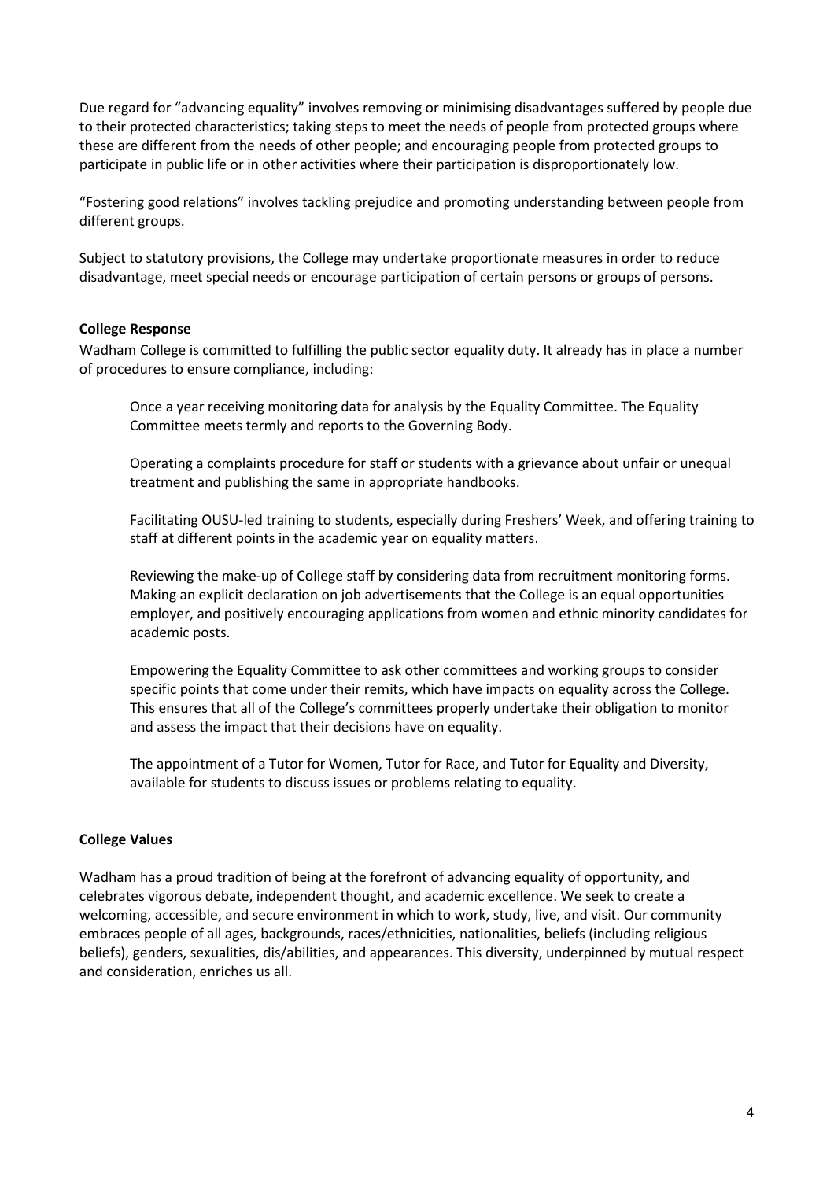Due regard for "advancing equality" involves removing or minimising disadvantages suffered by people due to their protected characteristics; taking steps to meet the needs of people from protected groups where these are different from the needs of other people; and encouraging people from protected groups to participate in public life or in other activities where their participation is disproportionately low.

"Fostering good relations" involves tackling prejudice and promoting understanding between people from different groups.

Subject to statutory provisions, the College may undertake proportionate measures in order to reduce disadvantage, meet special needs or encourage participation of certain persons or groups of persons.

**College Response**

Wadham College is committed to fulfilling the public sector equality duty. It already has in place a number of procedures to ensure compliance, including:

> Once a year receiving monitoring data for analysis by the Equality Committee. The Equality Committee meets termly and reports to the Governing Body.
>
> Operating a complaints procedure for staff or students with a grievance about unfair or unequal treatment and publishing the same in appropriate handbooks.
>
> Facilitating OUSU-led training to students, especially during Freshers' Week, and offering training to staff at different points in the academic year on equality matters.
>
> Reviewing the make-up of College staff by considering data from recruitment monitoring forms. Making an explicit declaration on job advertisements that the College is an equal opportunities employer, and positively encouraging applications from women and ethnic minority candidates for academic posts.
>
> Empowering the Equality Committee to ask other committees and working groups to consider specific points that come under their remits, which have impacts on equality across the College. This ensures that all of the College's committees properly undertake their obligation to monitor and assess the impact that their decisions have on equality.
>
> The appointment of a Tutor for Women, Tutor for Race, and Tutor for Equality and Diversity, available for students to discuss issues or problems relating to equality.

**College Values**

Wadham has a proud tradition of being at the forefront of advancing equality of opportunity, and celebrates vigorous debate, independent thought, and academic excellence. We seek to create a welcoming, accessible, and secure environment in which to work, study, live, and visit. Our community embraces people of all ages, backgrounds, races/ethnicities, nationalities, beliefs (including religious beliefs), genders, sexualities, dis/abilities, and appearances. This diversity, underpinned by mutual respect and consideration, enriches us all.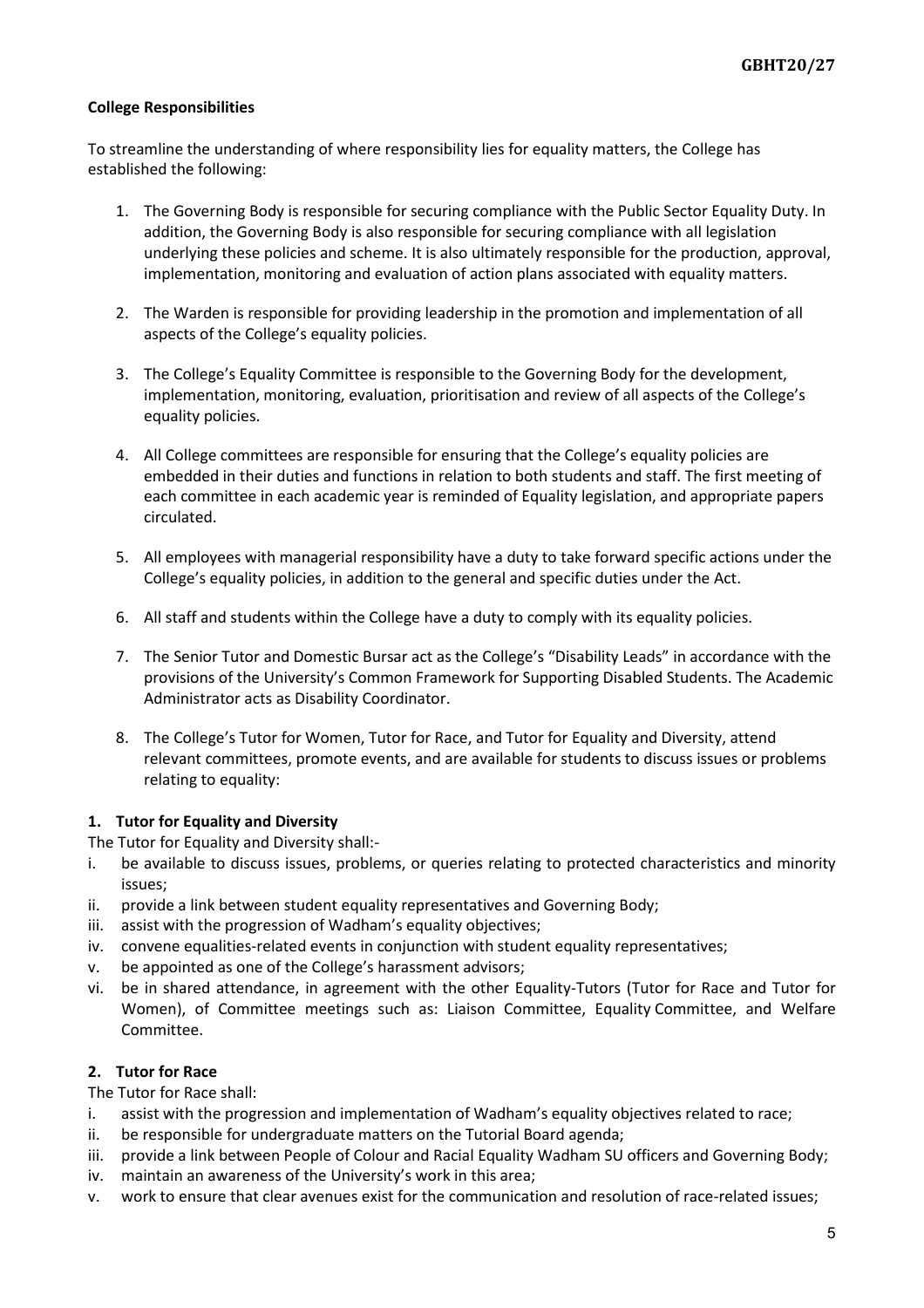**College Responsibilities**

To streamline the understanding of where responsibility lies for equality matters, the College has established the following:

1. The Governing Body is responsible for securing compliance with the Public Sector Equality Duty. In addition, the Governing Body is also responsible for securing compliance with all legislation underlying these policies and scheme. It is also ultimately responsible for the production, approval, implementation, monitoring and evaluation of action plans associated with equality matters.

2. The Warden is responsible for providing leadership in the promotion and implementation of all aspects of the College's equality policies.

3. The College's Equality Committee is responsible to the Governing Body for the development, implementation, monitoring, evaluation, prioritisation and review of all aspects of the College's equality policies.

4. All College committees are responsible for ensuring that the College's equality policies are embedded in their duties and functions in relation to both students and staff. The first meeting of each committee in each academic year is reminded of Equality legislation, and appropriate papers circulated.

5. All employees with managerial responsibility have a duty to take forward specific actions under the College's equality policies, in addition to the general and specific duties under the Act.

6. All staff and students within the College have a duty to comply with its equality policies.

7. The Senior Tutor and Domestic Bursar act as the College's "Disability Leads" in accordance with the provisions of the University's Common Framework for Supporting Disabled Students. The Academic Administrator acts as Disability Coordinator.

8. The College's Tutor for Women, Tutor for Race, and Tutor for Equality and Diversity, attend relevant committees, promote events, and are available for students to discuss issues or problems relating to equality:

### 1. Tutor for Equality and Diversity

The Tutor for Equality and Diversity shall:-

i. be available to discuss issues, problems, or queries relating to protected characteristics and minority issues;
ii. provide a link between student equality representatives and Governing Body;
iii. assist with the progression of Wadham's equality objectives;
iv. convene equalities-related events in conjunction with student equality representatives;
v. be appointed as one of the College's harassment advisors;
vi. be in shared attendance, in agreement with the other Equality-Tutors (Tutor for Race and Tutor for Women), of Committee meetings such as: Liaison Committee, Equality Committee, and Welfare Committee.

### 2. Tutor for Race

The Tutor for Race shall:

i. assist with the progression and implementation of Wadham's equality objectives related to race;
ii. be responsible for undergraduate matters on the Tutorial Board agenda;
iii. provide a link between People of Colour and Racial Equality Wadham SU officers and Governing Body;
iv. maintain an awareness of the University's work in this area;
v. work to ensure that clear avenues exist for the communication and resolution of race-related issues;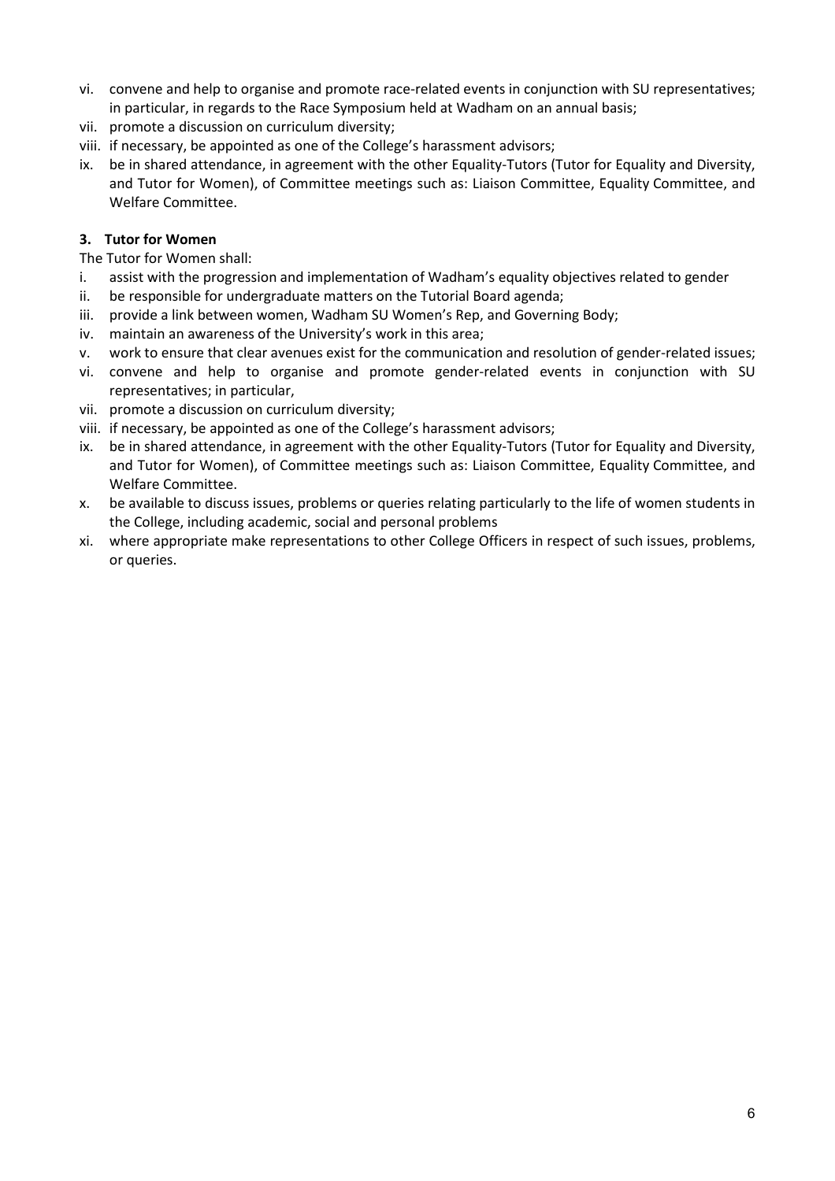vi. convene and help to organise and promote race-related events in conjunction with SU representatives; in particular, in regards to the Race Symposium held at Wadham on an annual basis;
vii. promote a discussion on curriculum diversity;
viii. if necessary, be appointed as one of the College's harassment advisors;
ix. be in shared attendance, in agreement with the other Equality-Tutors (Tutor for Equality and Diversity, and Tutor for Women), of Committee meetings such as: Liaison Committee, Equality Committee, and Welfare Committee.

### 3. Tutor for Women

The Tutor for Women shall:

i. assist with the progression and implementation of Wadham's equality objectives related to gender
ii. be responsible for undergraduate matters on the Tutorial Board agenda;
iii. provide a link between women, Wadham SU Women's Rep, and Governing Body;
iv. maintain an awareness of the University's work in this area;
v. work to ensure that clear avenues exist for the communication and resolution of gender-related issues;
vi. convene and help to organise and promote gender-related events in conjunction with SU representatives; in particular,
vii. promote a discussion on curriculum diversity;
viii. if necessary, be appointed as one of the College's harassment advisors;
ix. be in shared attendance, in agreement with the other Equality-Tutors (Tutor for Equality and Diversity, and Tutor for Women), of Committee meetings such as: Liaison Committee, Equality Committee, and Welfare Committee.
x. be available to discuss issues, problems or queries relating particularly to the life of women students in the College, including academic, social and personal problems
xi. where appropriate make representations to other College Officers in respect of such issues, problems, or queries.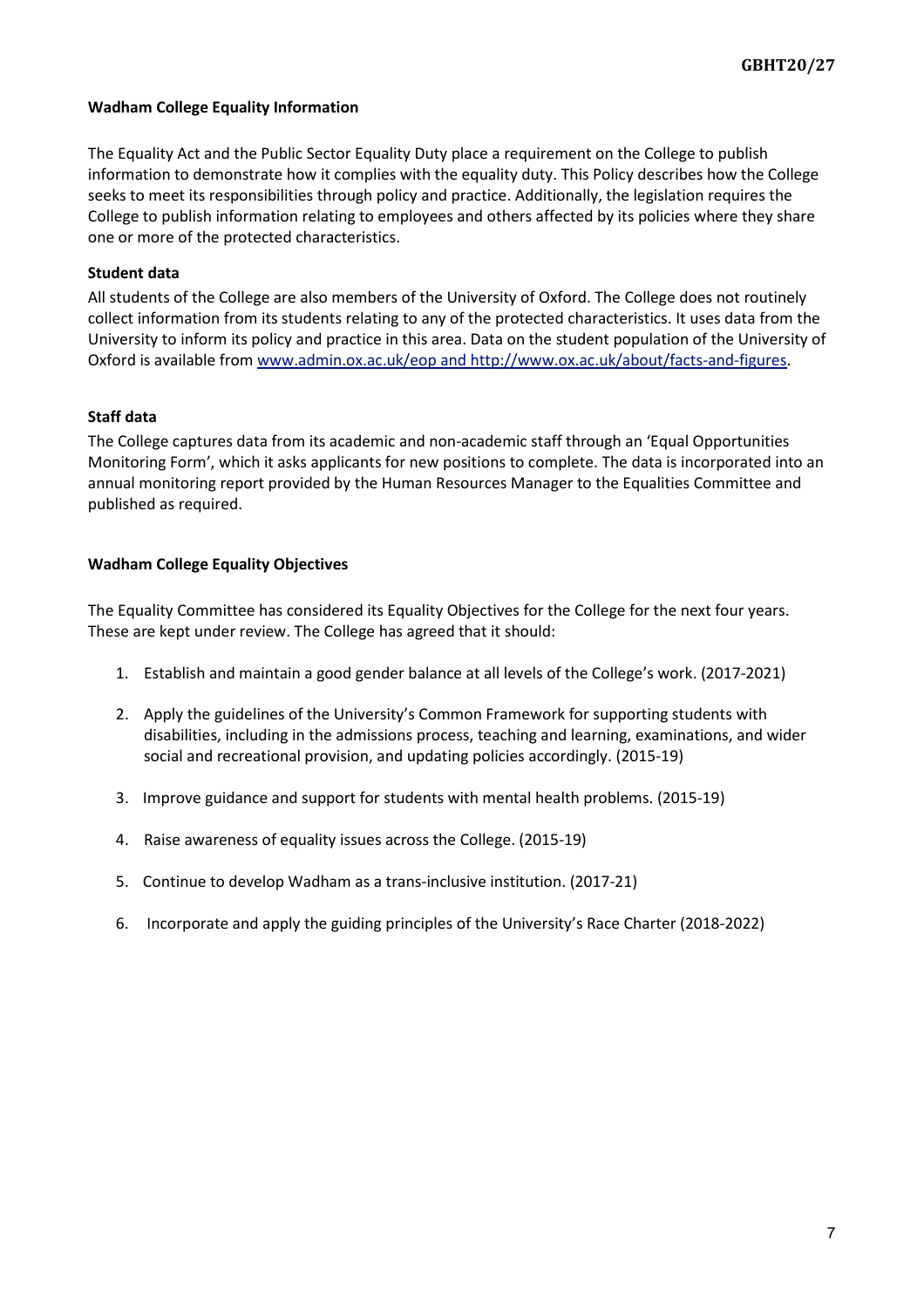**Wadham College Equality Information**

The Equality Act and the Public Sector Equality Duty place a requirement on the College to publish information to demonstrate how it complies with the equality duty. This Policy describes how the College seeks to meet its responsibilities through policy and practice. Additionally, the legislation requires the College to publish information relating to employees and others affected by its policies where they share one or more of the protected characteristics.

**Student data**

All students of the College are also members of the University of Oxford. The College does not routinely collect information from its students relating to any of the protected characteristics. It uses data from the University to inform its policy and practice in this area. Data on the student population of the University of Oxford is available from www.admin.ox.ac.uk/eop and http://www.ox.ac.uk/about/facts-and-figures.

**Staff data**

The College captures data from its academic and non-academic staff through an 'Equal Opportunities Monitoring Form', which it asks applicants for new positions to complete. The data is incorporated into an annual monitoring report provided by the Human Resources Manager to the Equalities Committee and published as required.

**Wadham College Equality Objectives**

The Equality Committee has considered its Equality Objectives for the College for the next four years. These are kept under review. The College has agreed that it should:

1. Establish and maintain a good gender balance at all levels of the College's work. (2017-2021)
2. Apply the guidelines of the University's Common Framework for supporting students with disabilities, including in the admissions process, teaching and learning, examinations, and wider social and recreational provision, and updating policies accordingly. (2015-19)
3. Improve guidance and support for students with mental health problems. (2015-19)
4. Raise awareness of equality issues across the College. (2015-19)
5. Continue to develop Wadham as a trans-inclusive institution. (2017-21)
6. Incorporate and apply the guiding principles of the University's Race Charter (2018-2022)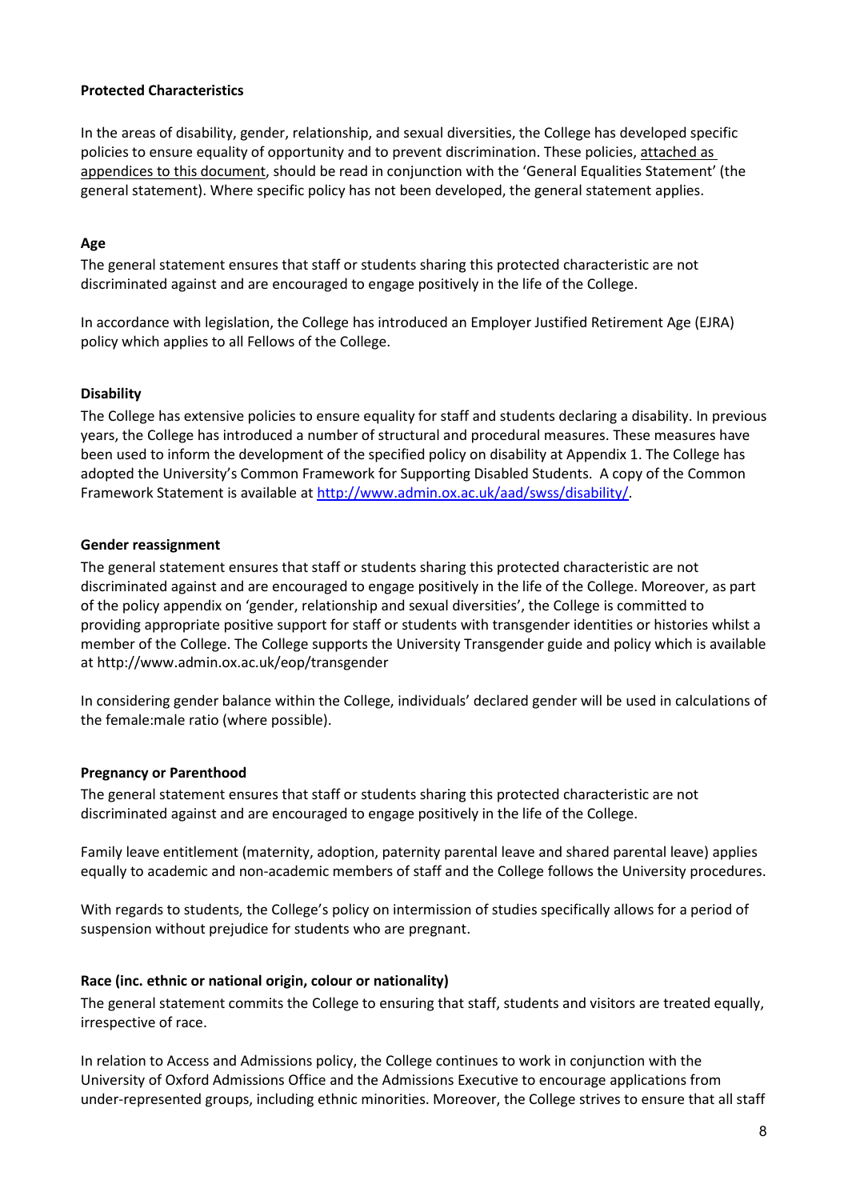**Protected Characteristics**

In the areas of disability, gender, relationship, and sexual diversities, the College has developed specific policies to ensure equality of opportunity and to prevent discrimination. These policies, attached as appendices to this document, should be read in conjunction with the 'General Equalities Statement' (the general statement). Where specific policy has not been developed, the general statement applies.

**Age**

The general statement ensures that staff or students sharing this protected characteristic are not discriminated against and are encouraged to engage positively in the life of the College.

In accordance with legislation, the College has introduced an Employer Justified Retirement Age (EJRA) policy which applies to all Fellows of the College.

**Disability**

The College has extensive policies to ensure equality for staff and students declaring a disability. In previous years, the College has introduced a number of structural and procedural measures. These measures have been used to inform the development of the specified policy on disability at Appendix 1. The College has adopted the University's Common Framework for Supporting Disabled Students. A copy of the Common Framework Statement is available at http://www.admin.ox.ac.uk/aad/swss/disability/.

**Gender reassignment**

The general statement ensures that staff or students sharing this protected characteristic are not discriminated against and are encouraged to engage positively in the life of the College. Moreover, as part of the policy appendix on 'gender, relationship and sexual diversities', the College is committed to providing appropriate positive support for staff or students with transgender identities or histories whilst a member of the College. The College supports the University Transgender guide and policy which is available at http://www.admin.ox.ac.uk/eop/transgender

In considering gender balance within the College, individuals' declared gender will be used in calculations of the female:male ratio (where possible).

**Pregnancy or Parenthood**

The general statement ensures that staff or students sharing this protected characteristic are not discriminated against and are encouraged to engage positively in the life of the College.

Family leave entitlement (maternity, adoption, paternity parental leave and shared parental leave) applies equally to academic and non-academic members of staff and the College follows the University procedures.

With regards to students, the College's policy on intermission of studies specifically allows for a period of suspension without prejudice for students who are pregnant.

**Race (inc. ethnic or national origin, colour or nationality)**

The general statement commits the College to ensuring that staff, students and visitors are treated equally, irrespective of race.

In relation to Access and Admissions policy, the College continues to work in conjunction with the University of Oxford Admissions Office and the Admissions Executive to encourage applications from under-represented groups, including ethnic minorities. Moreover, the College strives to ensure that all staff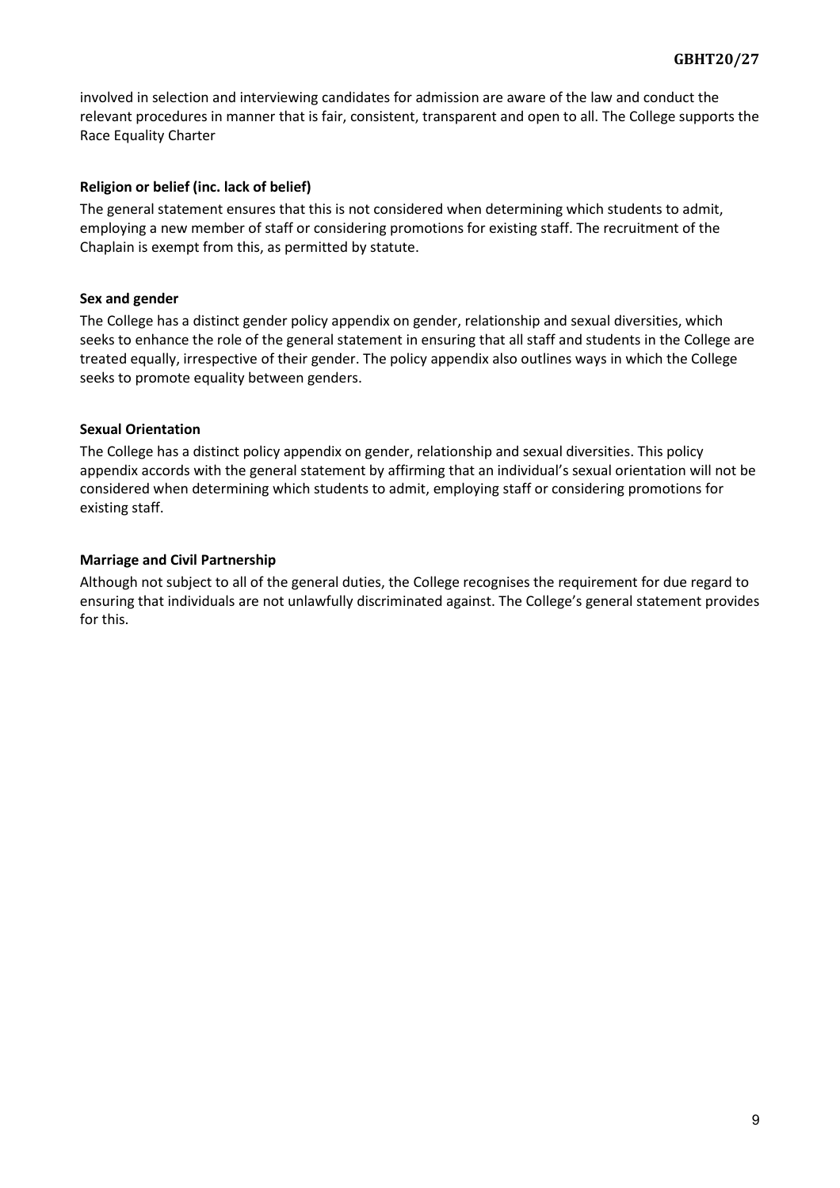involved in selection and interviewing candidates for admission are aware of the law and conduct the relevant procedures in manner that is fair, consistent, transparent and open to all. The College supports the Race Equality Charter

**Religion or belief (inc. lack of belief)**

The general statement ensures that this is not considered when determining which students to admit, employing a new member of staff or considering promotions for existing staff. The recruitment of the Chaplain is exempt from this, as permitted by statute.

**Sex and gender**

The College has a distinct gender policy appendix on gender, relationship and sexual diversities, which seeks to enhance the role of the general statement in ensuring that all staff and students in the College are treated equally, irrespective of their gender. The policy appendix also outlines ways in which the College seeks to promote equality between genders.

**Sexual Orientation**

The College has a distinct policy appendix on gender, relationship and sexual diversities. This policy appendix accords with the general statement by affirming that an individual's sexual orientation will not be considered when determining which students to admit, employing staff or considering promotions for existing staff.

**Marriage and Civil Partnership**

Although not subject to all of the general duties, the College recognises the requirement for due regard to ensuring that individuals are not unlawfully discriminated against. The College's general statement provides for this.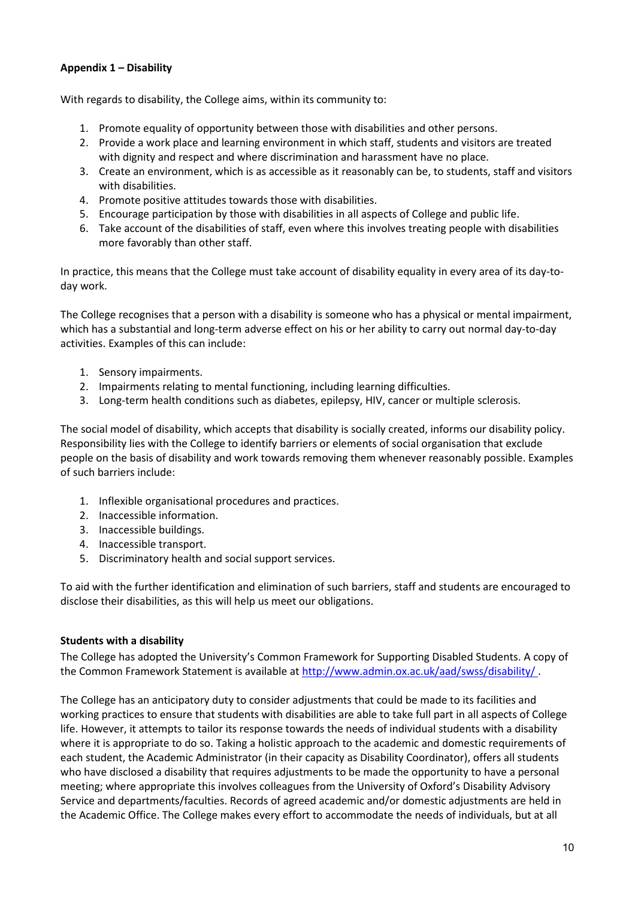**Appendix 1 – Disability**

With regards to disability, the College aims, within its community to:

1. Promote equality of opportunity between those with disabilities and other persons.
2. Provide a work place and learning environment in which staff, students and visitors are treated with dignity and respect and where discrimination and harassment have no place.
3. Create an environment, which is as accessible as it reasonably can be, to students, staff and visitors with disabilities.
4. Promote positive attitudes towards those with disabilities.
5. Encourage participation by those with disabilities in all aspects of College and public life.
6. Take account of the disabilities of staff, even where this involves treating people with disabilities more favorably than other staff.

In practice, this means that the College must take account of disability equality in every area of its day-to-day work.

The College recognises that a person with a disability is someone who has a physical or mental impairment, which has a substantial and long-term adverse effect on his or her ability to carry out normal day-to-day activities. Examples of this can include:

1. Sensory impairments.
2. Impairments relating to mental functioning, including learning difficulties.
3. Long-term health conditions such as diabetes, epilepsy, HIV, cancer or multiple sclerosis.

The social model of disability, which accepts that disability is socially created, informs our disability policy. Responsibility lies with the College to identify barriers or elements of social organisation that exclude people on the basis of disability and work towards removing them whenever reasonably possible. Examples of such barriers include:

1. Inflexible organisational procedures and practices.
2. Inaccessible information.
3. Inaccessible buildings.
4. Inaccessible transport.
5. Discriminatory health and social support services.

To aid with the further identification and elimination of such barriers, staff and students are encouraged to disclose their disabilities, as this will help us meet our obligations.

**Students with a disability**

The College has adopted the University's Common Framework for Supporting Disabled Students. A copy of the Common Framework Statement is available at http://www.admin.ox.ac.uk/aad/swss/disability/ .

The College has an anticipatory duty to consider adjustments that could be made to its facilities and working practices to ensure that students with disabilities are able to take full part in all aspects of College life. However, it attempts to tailor its response towards the needs of individual students with a disability where it is appropriate to do so. Taking a holistic approach to the academic and domestic requirements of each student, the Academic Administrator (in their capacity as Disability Coordinator), offers all students who have disclosed a disability that requires adjustments to be made the opportunity to have a personal meeting; where appropriate this involves colleagues from the University of Oxford's Disability Advisory Service and departments/faculties. Records of agreed academic and/or domestic adjustments are held in the Academic Office. The College makes every effort to accommodate the needs of individuals, but at all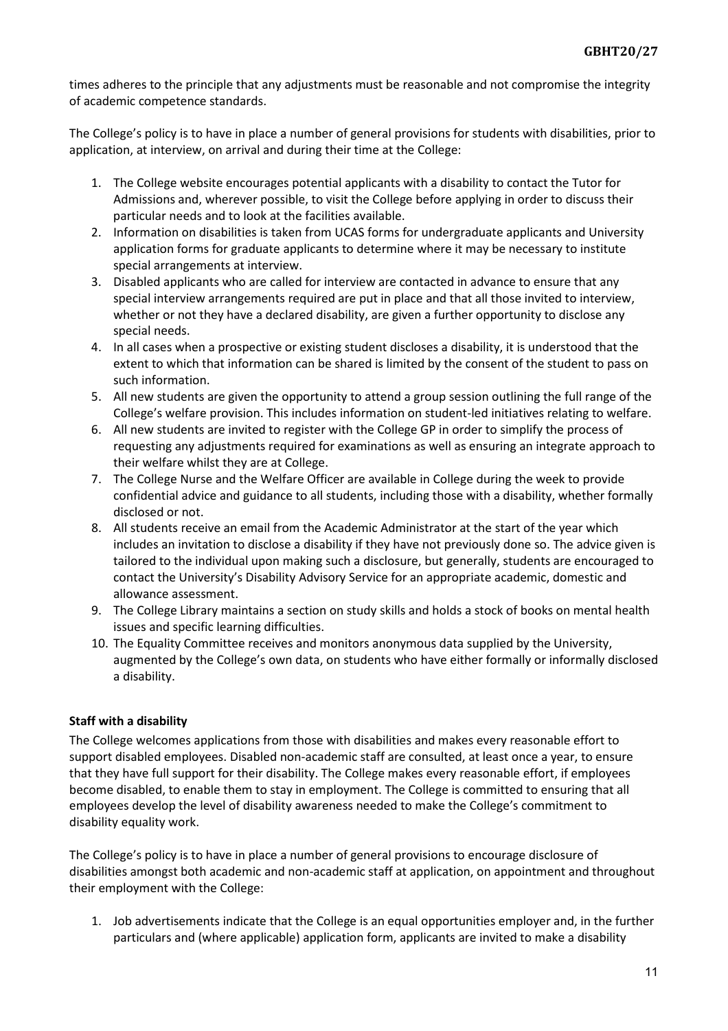times adheres to the principle that any adjustments must be reasonable and not compromise the integrity of academic competence standards.

The College's policy is to have in place a number of general provisions for students with disabilities, prior to application, at interview, on arrival and during their time at the College:

1. The College website encourages potential applicants with a disability to contact the Tutor for Admissions and, wherever possible, to visit the College before applying in order to discuss their particular needs and to look at the facilities available.
2. Information on disabilities is taken from UCAS forms for undergraduate applicants and University application forms for graduate applicants to determine where it may be necessary to institute special arrangements at interview.
3. Disabled applicants who are called for interview are contacted in advance to ensure that any special interview arrangements required are put in place and that all those invited to interview, whether or not they have a declared disability, are given a further opportunity to disclose any special needs.
4. In all cases when a prospective or existing student discloses a disability, it is understood that the extent to which that information can be shared is limited by the consent of the student to pass on such information.
5. All new students are given the opportunity to attend a group session outlining the full range of the College's welfare provision. This includes information on student-led initiatives relating to welfare.
6. All new students are invited to register with the College GP in order to simplify the process of requesting any adjustments required for examinations as well as ensuring an integrate approach to their welfare whilst they are at College.
7. The College Nurse and the Welfare Officer are available in College during the week to provide confidential advice and guidance to all students, including those with a disability, whether formally disclosed or not.
8. All students receive an email from the Academic Administrator at the start of the year which includes an invitation to disclose a disability if they have not previously done so. The advice given is tailored to the individual upon making such a disclosure, but generally, students are encouraged to contact the University's Disability Advisory Service for an appropriate academic, domestic and allowance assessment.
9. The College Library maintains a section on study skills and holds a stock of books on mental health issues and specific learning difficulties.
10. The Equality Committee receives and monitors anonymous data supplied by the University, augmented by the College's own data, on students who have either formally or informally disclosed a disability.

**Staff with a disability**

The College welcomes applications from those with disabilities and makes every reasonable effort to support disabled employees. Disabled non-academic staff are consulted, at least once a year, to ensure that they have full support for their disability. The College makes every reasonable effort, if employees become disabled, to enable them to stay in employment. The College is committed to ensuring that all employees develop the level of disability awareness needed to make the College's commitment to disability equality work.

The College's policy is to have in place a number of general provisions to encourage disclosure of disabilities amongst both academic and non-academic staff at application, on appointment and throughout their employment with the College:

1. Job advertisements indicate that the College is an equal opportunities employer and, in the further particulars and (where applicable) application form, applicants are invited to make a disability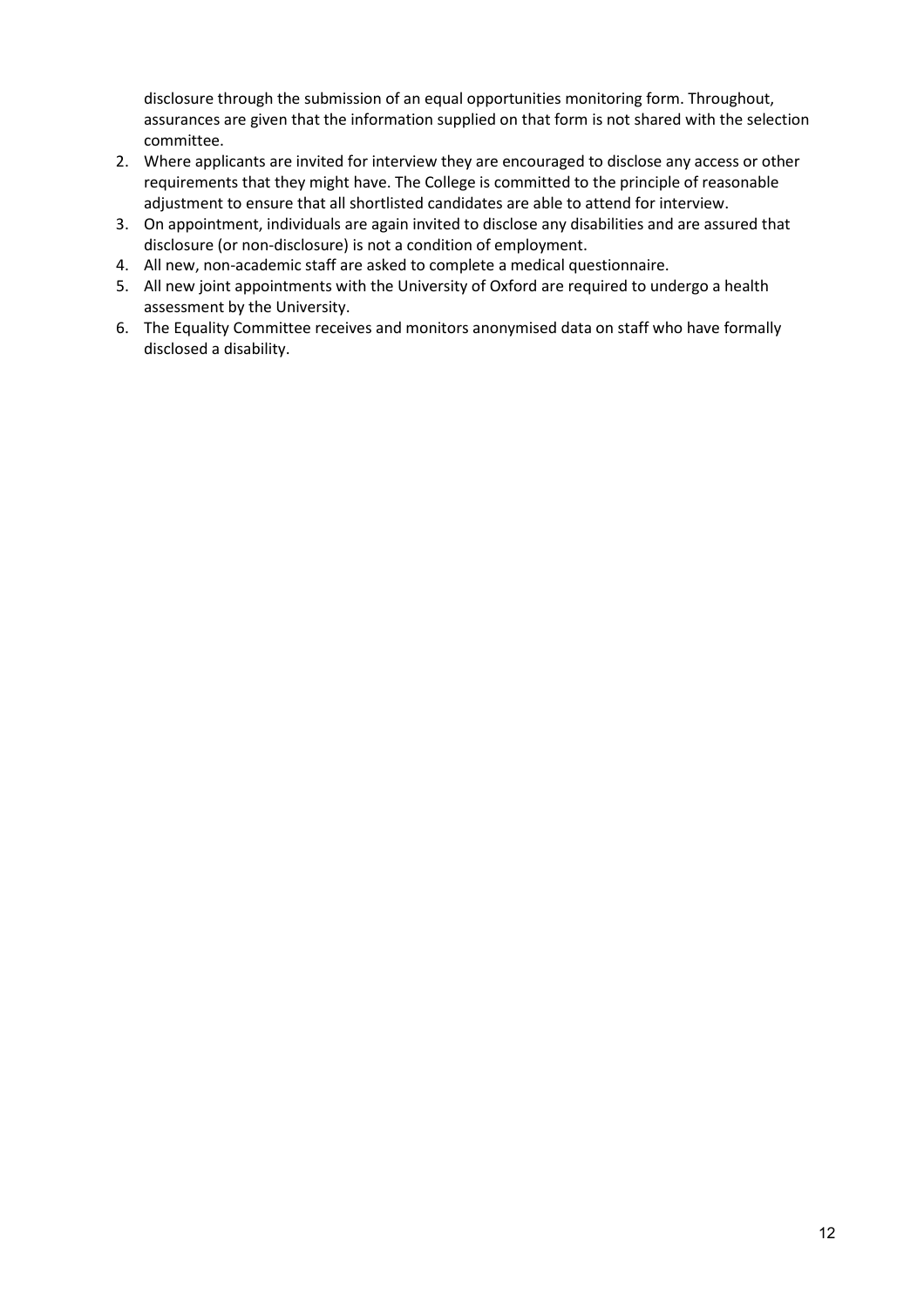disclosure through the submission of an equal opportunities monitoring form. Throughout, assurances are given that the information supplied on that form is not shared with the selection committee.

2. Where applicants are invited for interview they are encouraged to disclose any access or other requirements that they might have. The College is committed to the principle of reasonable adjustment to ensure that all shortlisted candidates are able to attend for interview.
3. On appointment, individuals are again invited to disclose any disabilities and are assured that disclosure (or non-disclosure) is not a condition of employment.
4. All new, non-academic staff are asked to complete a medical questionnaire.
5. All new joint appointments with the University of Oxford are required to undergo a health assessment by the University.
6. The Equality Committee receives and monitors anonymised data on staff who have formally disclosed a disability.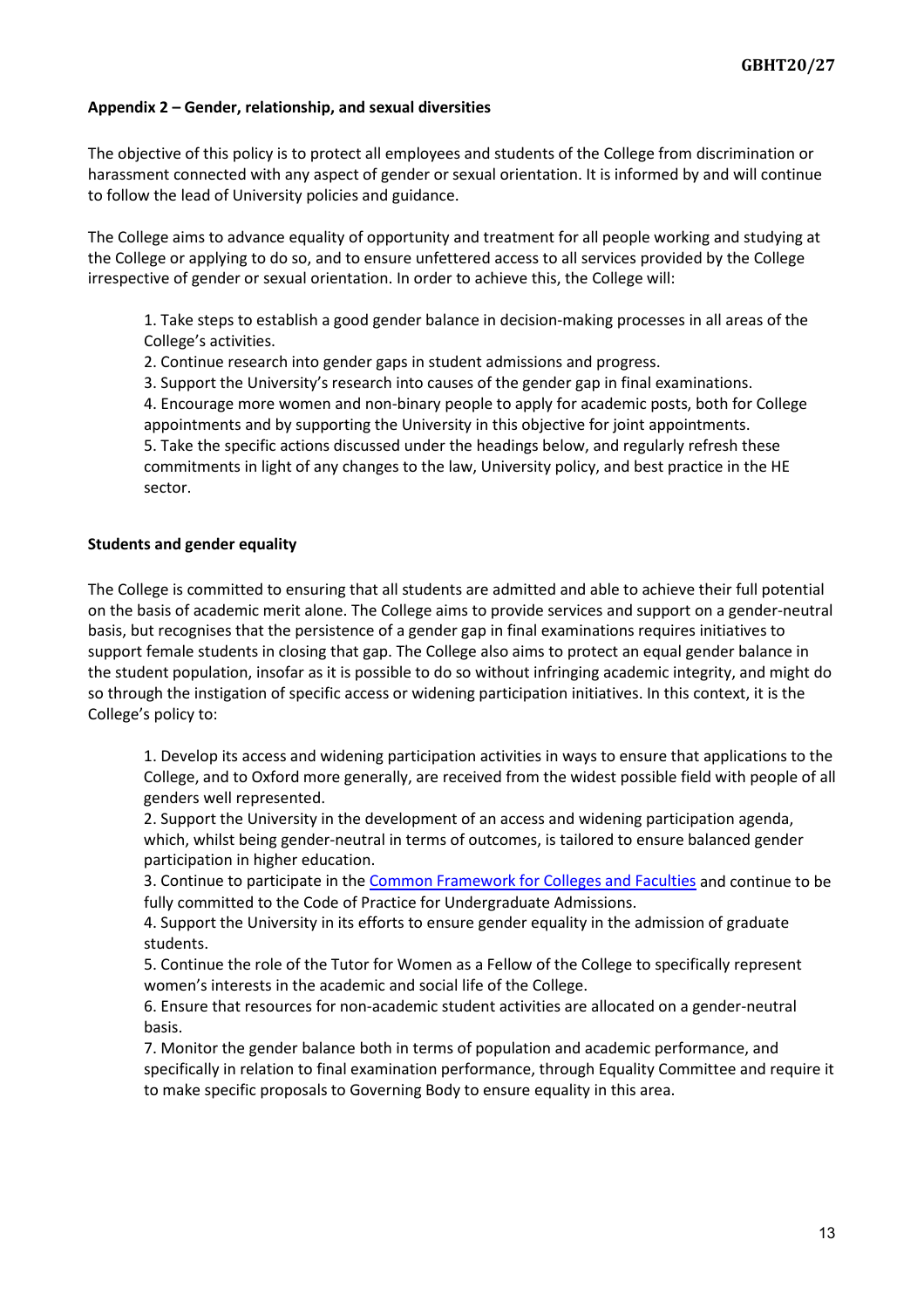**Appendix 2 – Gender, relationship, and sexual diversities**

The objective of this policy is to protect all employees and students of the College from discrimination or harassment connected with any aspect of gender or sexual orientation. It is informed by and will continue to follow the lead of University policies and guidance.

The College aims to advance equality of opportunity and treatment for all people working and studying at the College or applying to do so, and to ensure unfettered access to all services provided by the College irrespective of gender or sexual orientation. In order to achieve this, the College will:

1. Take steps to establish a good gender balance in decision-making processes in all areas of the College's activities.
2. Continue research into gender gaps in student admissions and progress.
3. Support the University's research into causes of the gender gap in final examinations.
4. Encourage more women and non-binary people to apply for academic posts, both for College appointments and by supporting the University in this objective for joint appointments.
5. Take the specific actions discussed under the headings below, and regularly refresh these commitments in light of any changes to the law, University policy, and best practice in the HE sector.

**Students and gender equality**

The College is committed to ensuring that all students are admitted and able to achieve their full potential on the basis of academic merit alone. The College aims to provide services and support on a gender-neutral basis, but recognises that the persistence of a gender gap in final examinations requires initiatives to support female students in closing that gap. The College also aims to protect an equal gender balance in the student population, insofar as it is possible to do so without infringing academic integrity, and might do so through the instigation of specific access or widening participation initiatives. In this context, it is the College's policy to:

1. Develop its access and widening participation activities in ways to ensure that applications to the College, and to Oxford more generally, are received from the widest possible field with people of all genders well represented.
2. Support the University in the development of an access and widening participation agenda, which, whilst being gender-neutral in terms of outcomes, is tailored to ensure balanced gender participation in higher education.
3. Continue to participate in the Common Framework for Colleges and Faculties and continue to be fully committed to the Code of Practice for Undergraduate Admissions.
4. Support the University in its efforts to ensure gender equality in the admission of graduate students.
5. Continue the role of the Tutor for Women as a Fellow of the College to specifically represent women's interests in the academic and social life of the College.
6. Ensure that resources for non-academic student activities are allocated on a gender-neutral basis.
7. Monitor the gender balance both in terms of population and academic performance, and specifically in relation to final examination performance, through Equality Committee and require it to make specific proposals to Governing Body to ensure equality in this area.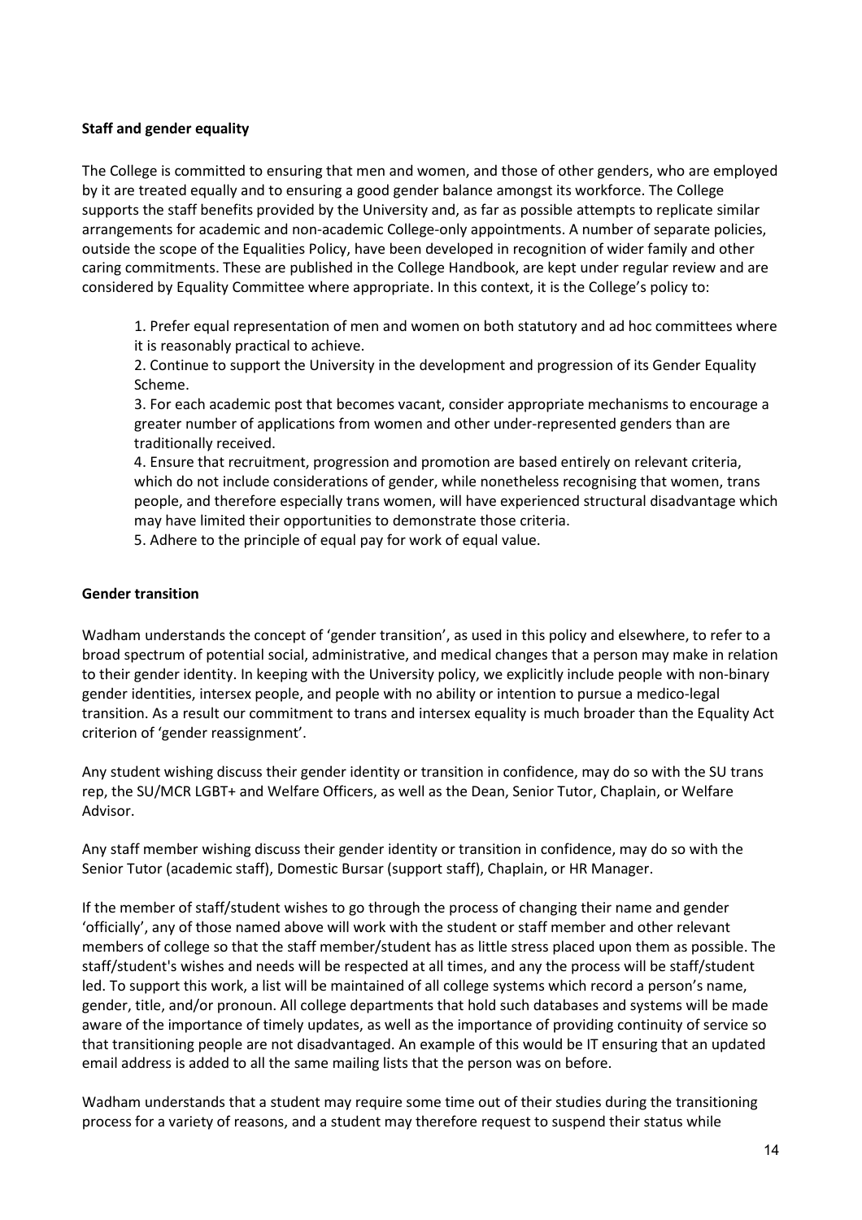**Staff and gender equality**

The College is committed to ensuring that men and women, and those of other genders, who are employed by it are treated equally and to ensuring a good gender balance amongst its workforce. The College supports the staff benefits provided by the University and, as far as possible attempts to replicate similar arrangements for academic and non-academic College-only appointments. A number of separate policies, outside the scope of the Equalities Policy, have been developed in recognition of wider family and other caring commitments. These are published in the College Handbook, are kept under regular review and are considered by Equality Committee where appropriate. In this context, it is the College's policy to:

1. Prefer equal representation of men and women on both statutory and ad hoc committees where it is reasonably practical to achieve.
2. Continue to support the University in the development and progression of its Gender Equality Scheme.
3. For each academic post that becomes vacant, consider appropriate mechanisms to encourage a greater number of applications from women and other under-represented genders than are traditionally received.
4. Ensure that recruitment, progression and promotion are based entirely on relevant criteria, which do not include considerations of gender, while nonetheless recognising that women, trans people, and therefore especially trans women, will have experienced structural disadvantage which may have limited their opportunities to demonstrate those criteria.
5. Adhere to the principle of equal pay for work of equal value.

**Gender transition**

Wadham understands the concept of 'gender transition', as used in this policy and elsewhere, to refer to a broad spectrum of potential social, administrative, and medical changes that a person may make in relation to their gender identity. In keeping with the University policy, we explicitly include people with non-binary gender identities, intersex people, and people with no ability or intention to pursue a medico-legal transition. As a result our commitment to trans and intersex equality is much broader than the Equality Act criterion of 'gender reassignment'.

Any student wishing discuss their gender identity or transition in confidence, may do so with the SU trans rep, the SU/MCR LGBT+ and Welfare Officers, as well as the Dean, Senior Tutor, Chaplain, or Welfare Advisor.

Any staff member wishing discuss their gender identity or transition in confidence, may do so with the Senior Tutor (academic staff), Domestic Bursar (support staff), Chaplain, or HR Manager.

If the member of staff/student wishes to go through the process of changing their name and gender 'officially', any of those named above will work with the student or staff member and other relevant members of college so that the staff member/student has as little stress placed upon them as possible. The staff/student's wishes and needs will be respected at all times, and any the process will be staff/student led. To support this work, a list will be maintained of all college systems which record a person's name, gender, title, and/or pronoun. All college departments that hold such databases and systems will be made aware of the importance of timely updates, as well as the importance of providing continuity of service so that transitioning people are not disadvantaged. An example of this would be IT ensuring that an updated email address is added to all the same mailing lists that the person was on before.

Wadham understands that a student may require some time out of their studies during the transitioning process for a variety of reasons, and a student may therefore request to suspend their status while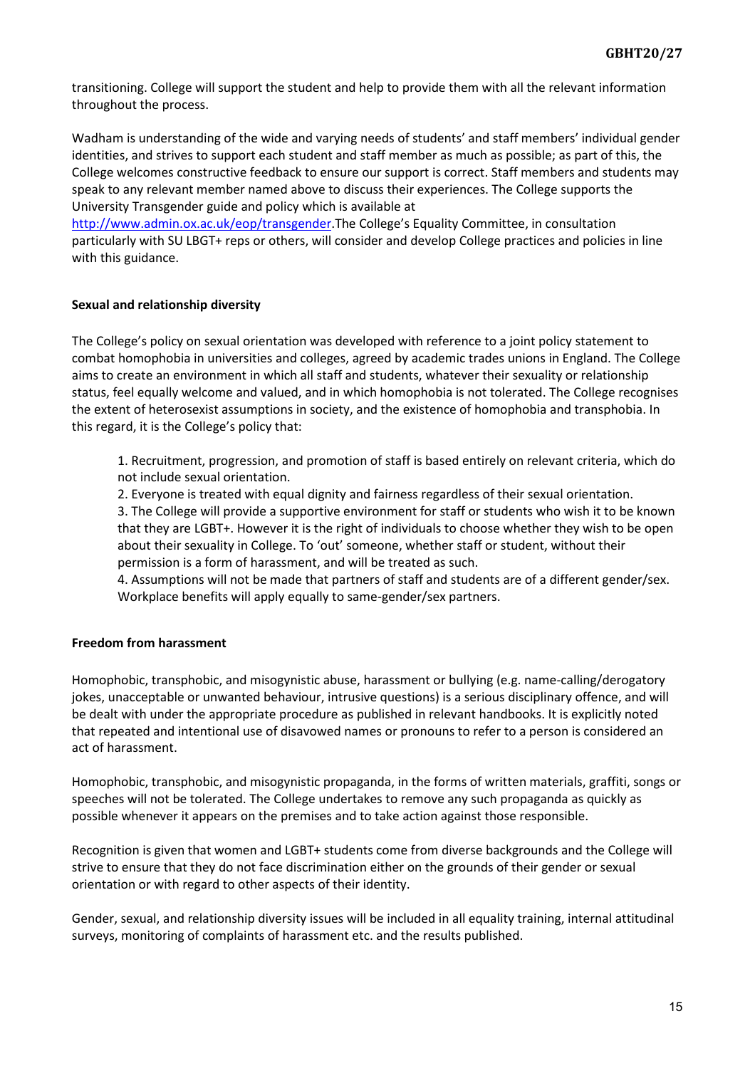transitioning. College will support the student and help to provide them with all the relevant information throughout the process.

Wadham is understanding of the wide and varying needs of students' and staff members' individual gender identities, and strives to support each student and staff member as much as possible; as part of this, the College welcomes constructive feedback to ensure our support is correct. Staff members and students may speak to any relevant member named above to discuss their experiences. The College supports the University Transgender guide and policy which is available at http://www.admin.ox.ac.uk/eop/transgender.The College's Equality Committee, in consultation particularly with SU LBGT+ reps or others, will consider and develop College practices and policies in line with this guidance.

**Sexual and relationship diversity**

The College's policy on sexual orientation was developed with reference to a joint policy statement to combat homophobia in universities and colleges, agreed by academic trades unions in England. The College aims to create an environment in which all staff and students, whatever their sexuality or relationship status, feel equally welcome and valued, and in which homophobia is not tolerated. The College recognises the extent of heterosexist assumptions in society, and the existence of homophobia and transphobia. In this regard, it is the College's policy that:

1. Recruitment, progression, and promotion of staff is based entirely on relevant criteria, which do not include sexual orientation.
2. Everyone is treated with equal dignity and fairness regardless of their sexual orientation.
3. The College will provide a supportive environment for staff or students who wish it to be known that they are LGBT+. However it is the right of individuals to choose whether they wish to be open about their sexuality in College. To 'out' someone, whether staff or student, without their permission is a form of harassment, and will be treated as such.
4. Assumptions will not be made that partners of staff and students are of a different gender/sex. Workplace benefits will apply equally to same-gender/sex partners.

**Freedom from harassment**

Homophobic, transphobic, and misogynistic abuse, harassment or bullying (e.g. name-calling/derogatory jokes, unacceptable or unwanted behaviour, intrusive questions) is a serious disciplinary offence, and will be dealt with under the appropriate procedure as published in relevant handbooks. It is explicitly noted that repeated and intentional use of disavowed names or pronouns to refer to a person is considered an act of harassment.

Homophobic, transphobic, and misogynistic propaganda, in the forms of written materials, graffiti, songs or speeches will not be tolerated. The College undertakes to remove any such propaganda as quickly as possible whenever it appears on the premises and to take action against those responsible.

Recognition is given that women and LGBT+ students come from diverse backgrounds and the College will strive to ensure that they do not face discrimination either on the grounds of their gender or sexual orientation or with regard to other aspects of their identity.

Gender, sexual, and relationship diversity issues will be included in all equality training, internal attitudinal surveys, monitoring of complaints of harassment etc. and the results published.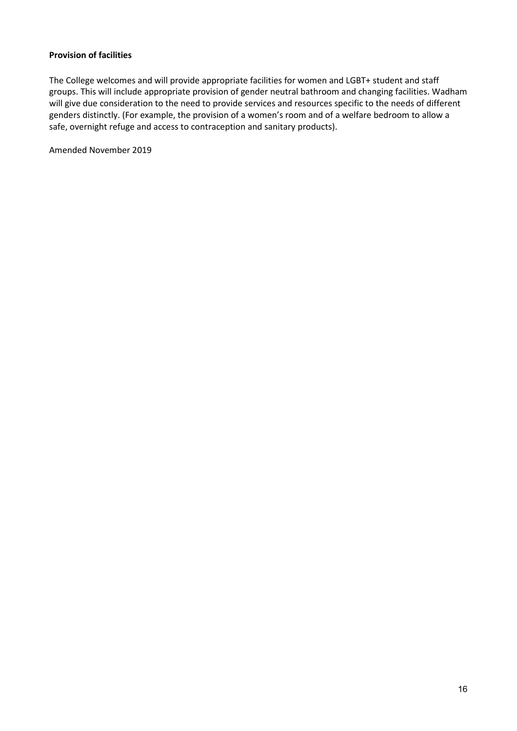**Provision of facilities**

The College welcomes and will provide appropriate facilities for women and LGBT+ student and staff groups. This will include appropriate provision of gender neutral bathroom and changing facilities. Wadham will give due consideration to the need to provide services and resources specific to the needs of different genders distinctly. (For example, the provision of a women's room and of a welfare bedroom to allow a safe, overnight refuge and access to contraception and sanitary products).

Amended November 2019